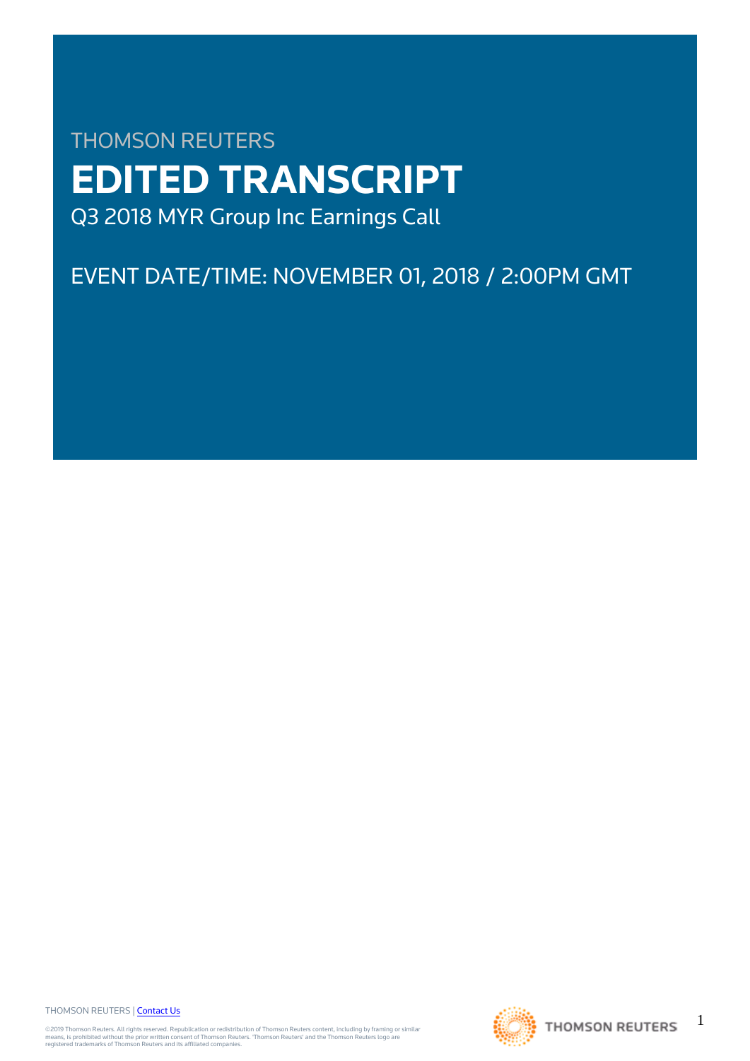THOMSON REUTERS

# EDITED TRANSCRIPT

Q3 2018 MYR Group Inc Earnings Call

EVENT DATE/TIME: NOVEMBER 01, 2018 / 2:00PM GMT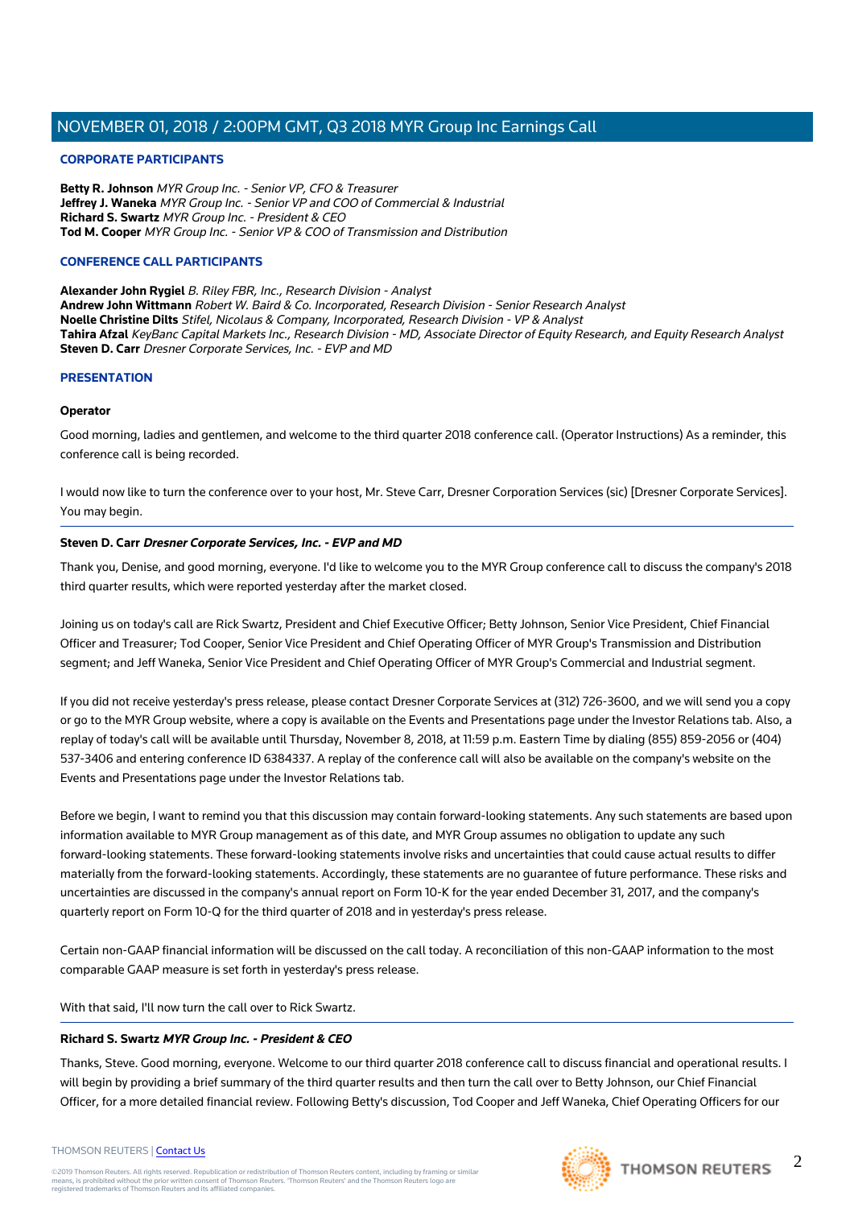## CORPORATE PARTICIPANTS

**Betty R. Johnson** *MYR Group Inc. - Senior VP, CFO & Treasurer*
**Jeffrey J. Waneka** *MYR Group Inc. - Senior VP and COO of Commercial & Industrial*
**Richard S. Swartz** *MYR Group Inc. - President & CEO*
**Tod M. Cooper** *MYR Group Inc. - Senior VP & COO of Transmission and Distribution*

## CONFERENCE CALL PARTICIPANTS

**Alexander John Rygiel** *B. Riley FBR, Inc., Research Division - Analyst*
**Andrew John Wittmann** *Robert W. Baird & Co. Incorporated, Research Division - Senior Research Analyst*
**Noelle Christine Dilts** *Stifel, Nicolaus & Company, Incorporated, Research Division - VP & Analyst*
**Tahira Afzal** *KeyBanc Capital Markets Inc., Research Division - MD, Associate Director of Equity Research, and Equity Research Analyst*
**Steven D. Carr** *Dresner Corporate Services, Inc. - EVP and MD*

## PRESENTATION

**Operator**

Good morning, ladies and gentlemen, and welcome to the third quarter 2018 conference call. (Operator Instructions) As a reminder, this conference call is being recorded.

I would now like to turn the conference over to your host, Mr. Steve Carr, Dresner Corporation Services (sic) [Dresner Corporate Services]. You may begin.

---

**Steven D. Carr** ***Dresner Corporate Services, Inc. - EVP and MD***

Thank you, Denise, and good morning, everyone. I'd like to welcome you to the MYR Group conference call to discuss the company's 2018 third quarter results, which were reported yesterday after the market closed.

Joining us on today's call are Rick Swartz, President and Chief Executive Officer; Betty Johnson, Senior Vice President, Chief Financial Officer and Treasurer; Tod Cooper, Senior Vice President and Chief Operating Officer of MYR Group's Transmission and Distribution segment; and Jeff Waneka, Senior Vice President and Chief Operating Officer of MYR Group's Commercial and Industrial segment.

If you did not receive yesterday's press release, please contact Dresner Corporate Services at (312) 726-3600, and we will send you a copy or go to the MYR Group website, where a copy is available on the Events and Presentations page under the Investor Relations tab. Also, a replay of today's call will be available until Thursday, November 8, 2018, at 11:59 p.m. Eastern Time by dialing (855) 859-2056 or (404) 537-3406 and entering conference ID 6384337. A replay of the conference call will also be available on the company's website on the Events and Presentations page under the Investor Relations tab.

Before we begin, I want to remind you that this discussion may contain forward-looking statements. Any such statements are based upon information available to MYR Group management as of this date, and MYR Group assumes no obligation to update any such forward-looking statements. These forward-looking statements involve risks and uncertainties that could cause actual results to differ materially from the forward-looking statements. Accordingly, these statements are no guarantee of future performance. These risks and uncertainties are discussed in the company's annual report on Form 10-K for the year ended December 31, 2017, and the company's quarterly report on Form 10-Q for the third quarter of 2018 and in yesterday's press release.

Certain non-GAAP financial information will be discussed on the call today. A reconciliation of this non-GAAP information to the most comparable GAAP measure is set forth in yesterday's press release.

With that said, I'll now turn the call over to Rick Swartz.

---

**Richard S. Swartz** ***MYR Group Inc. - President & CEO***

Thanks, Steve. Good morning, everyone. Welcome to our third quarter 2018 conference call to discuss financial and operational results. I will begin by providing a brief summary of the third quarter results and then turn the call over to Betty Johnson, our Chief Financial Officer, for a more detailed financial review. Following Betty's discussion, Tod Cooper and Jeff Waneka, Chief Operating Officers for our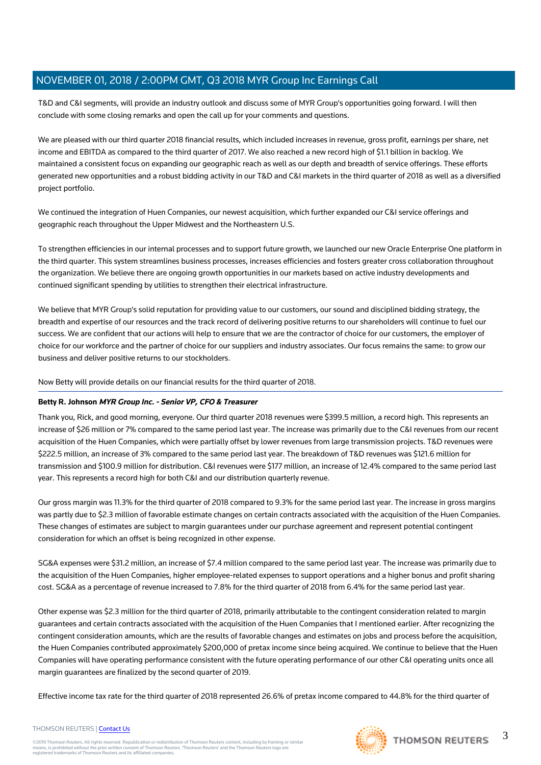T&D and C&I segments, will provide an industry outlook and discuss some of MYR Group's opportunities going forward. I will then conclude with some closing remarks and open the call up for your comments and questions.

We are pleased with our third quarter 2018 financial results, which included increases in revenue, gross profit, earnings per share, net income and EBITDA as compared to the third quarter of 2017. We also reached a new record high of $1.1 billion in backlog. We maintained a consistent focus on expanding our geographic reach as well as our depth and breadth of service offerings. These efforts generated new opportunities and a robust bidding activity in our T&D and C&I markets in the third quarter of 2018 as well as a diversified project portfolio.

We continued the integration of Huen Companies, our newest acquisition, which further expanded our C&I service offerings and geographic reach throughout the Upper Midwest and the Northeastern U.S.

To strengthen efficiencies in our internal processes and to support future growth, we launched our new Oracle Enterprise One platform in the third quarter. This system streamlines business processes, increases efficiencies and fosters greater cross collaboration throughout the organization. We believe there are ongoing growth opportunities in our markets based on active industry developments and continued significant spending by utilities to strengthen their electrical infrastructure.

We believe that MYR Group's solid reputation for providing value to our customers, our sound and disciplined bidding strategy, the breadth and expertise of our resources and the track record of delivering positive returns to our shareholders will continue to fuel our success. We are confident that our actions will help to ensure that we are the contractor of choice for our customers, the employer of choice for our workforce and the partner of choice for our suppliers and industry associates. Our focus remains the same: to grow our business and deliver positive returns to our stockholders.

Now Betty will provide details on our financial results for the third quarter of 2018.

---

**Betty R. Johnson** ***MYR Group Inc. - Senior VP, CFO & Treasurer***

Thank you, Rick, and good morning, everyone. Our third quarter 2018 revenues were $399.5 million, a record high. This represents an increase of $26 million or 7% compared to the same period last year. The increase was primarily due to the C&I revenues from our recent acquisition of the Huen Companies, which were partially offset by lower revenues from large transmission projects. T&D revenues were $222.5 million, an increase of 3% compared to the same period last year. The breakdown of T&D revenues was $121.6 million for transmission and $100.9 million for distribution. C&I revenues were $177 million, an increase of 12.4% compared to the same period last year. This represents a record high for both C&I and our distribution quarterly revenue.

Our gross margin was 11.3% for the third quarter of 2018 compared to 9.3% for the same period last year. The increase in gross margins was partly due to $2.3 million of favorable estimate changes on certain contracts associated with the acquisition of the Huen Companies. These changes of estimates are subject to margin guarantees under our purchase agreement and represent potential contingent consideration for which an offset is being recognized in other expense.

SG&A expenses were $31.2 million, an increase of $7.4 million compared to the same period last year. The increase was primarily due to the acquisition of the Huen Companies, higher employee-related expenses to support operations and a higher bonus and profit sharing cost. SG&A as a percentage of revenue increased to 7.8% for the third quarter of 2018 from 6.4% for the same period last year.

Other expense was $2.3 million for the third quarter of 2018, primarily attributable to the contingent consideration related to margin guarantees and certain contracts associated with the acquisition of the Huen Companies that I mentioned earlier. After recognizing the contingent consideration amounts, which are the results of favorable changes and estimates on jobs and process before the acquisition, the Huen Companies contributed approximately $200,000 of pretax income since being acquired. We continue to believe that the Huen Companies will have operating performance consistent with the future operating performance of our other C&I operating units once all margin guarantees are finalized by the second quarter of 2019.

Effective income tax rate for the third quarter of 2018 represented 26.6% of pretax income compared to 44.8% for the third quarter of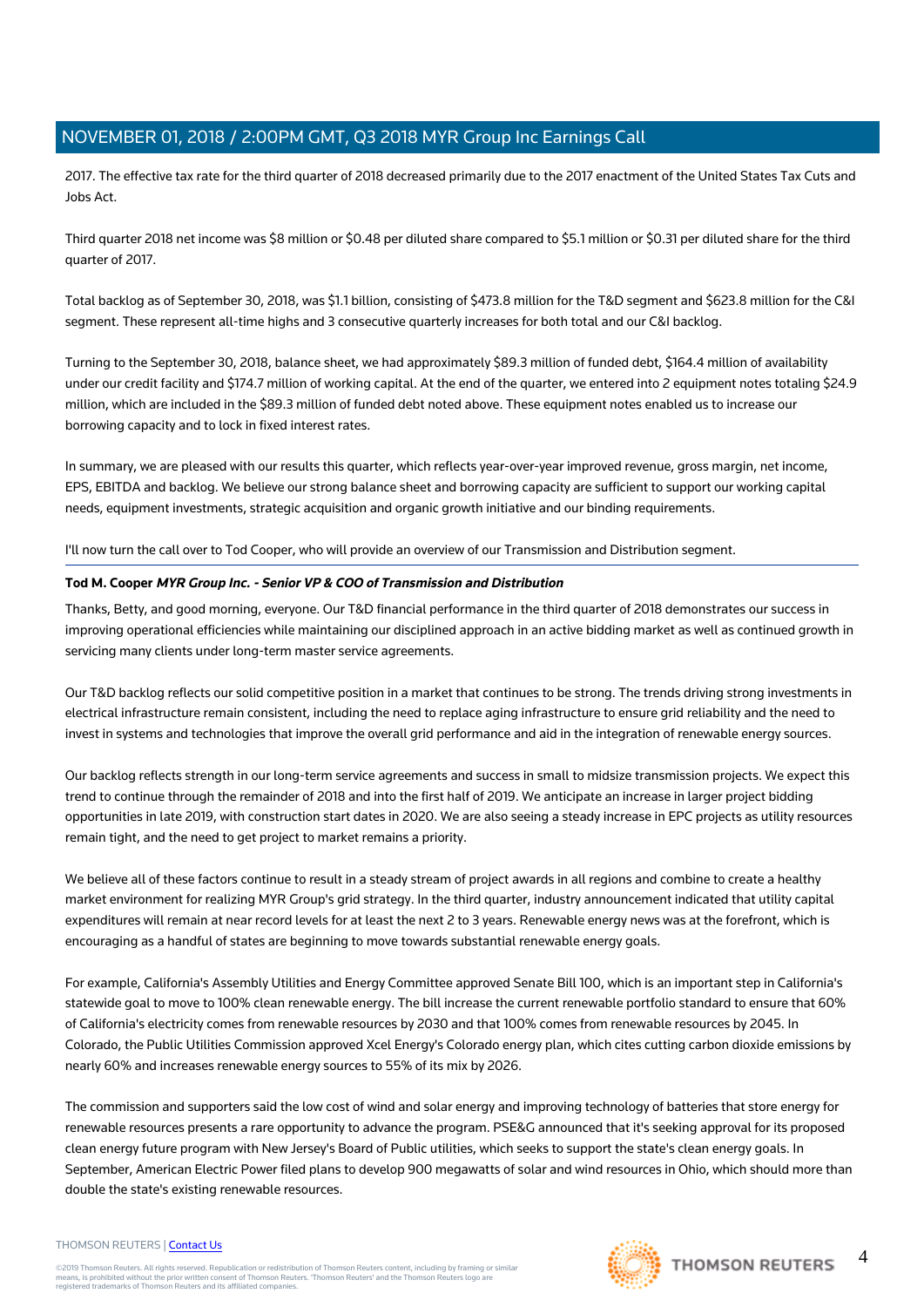2017. The effective tax rate for the third quarter of 2018 decreased primarily due to the 2017 enactment of the United States Tax Cuts and Jobs Act.

Third quarter 2018 net income was $8 million or $0.48 per diluted share compared to $5.1 million or $0.31 per diluted share for the third quarter of 2017.

Total backlog as of September 30, 2018, was $1.1 billion, consisting of $473.8 million for the T&D segment and $623.8 million for the C&I segment. These represent all-time highs and 3 consecutive quarterly increases for both total and our C&I backlog.

Turning to the September 30, 2018, balance sheet, we had approximately $89.3 million of funded debt, $164.4 million of availability under our credit facility and $174.7 million of working capital. At the end of the quarter, we entered into 2 equipment notes totaling $24.9 million, which are included in the $89.3 million of funded debt noted above. These equipment notes enabled us to increase our borrowing capacity and to lock in fixed interest rates.

In summary, we are pleased with our results this quarter, which reflects year-over-year improved revenue, gross margin, net income, EPS, EBITDA and backlog. We believe our strong balance sheet and borrowing capacity are sufficient to support our working capital needs, equipment investments, strategic acquisition and organic growth initiative and our binding requirements.

I'll now turn the call over to Tod Cooper, who will provide an overview of our Transmission and Distribution segment.

**Tod M. Cooper** ***MYR Group Inc. - Senior VP & COO of Transmission and Distribution***

Thanks, Betty, and good morning, everyone. Our T&D financial performance in the third quarter of 2018 demonstrates our success in improving operational efficiencies while maintaining our disciplined approach in an active bidding market as well as continued growth in servicing many clients under long-term master service agreements.

Our T&D backlog reflects our solid competitive position in a market that continues to be strong. The trends driving strong investments in electrical infrastructure remain consistent, including the need to replace aging infrastructure to ensure grid reliability and the need to invest in systems and technologies that improve the overall grid performance and aid in the integration of renewable energy sources.

Our backlog reflects strength in our long-term service agreements and success in small to midsize transmission projects. We expect this trend to continue through the remainder of 2018 and into the first half of 2019. We anticipate an increase in larger project bidding opportunities in late 2019, with construction start dates in 2020. We are also seeing a steady increase in EPC projects as utility resources remain tight, and the need to get project to market remains a priority.

We believe all of these factors continue to result in a steady stream of project awards in all regions and combine to create a healthy market environment for realizing MYR Group's grid strategy. In the third quarter, industry announcement indicated that utility capital expenditures will remain at near record levels for at least the next 2 to 3 years. Renewable energy news was at the forefront, which is encouraging as a handful of states are beginning to move towards substantial renewable energy goals.

For example, California's Assembly Utilities and Energy Committee approved Senate Bill 100, which is an important step in California's statewide goal to move to 100% clean renewable energy. The bill increase the current renewable portfolio standard to ensure that 60% of California's electricity comes from renewable resources by 2030 and that 100% comes from renewable resources by 2045. In Colorado, the Public Utilities Commission approved Xcel Energy's Colorado energy plan, which cites cutting carbon dioxide emissions by nearly 60% and increases renewable energy sources to 55% of its mix by 2026.

The commission and supporters said the low cost of wind and solar energy and improving technology of batteries that store energy for renewable resources presents a rare opportunity to advance the program. PSE&G announced that it's seeking approval for its proposed clean energy future program with New Jersey's Board of Public utilities, which seeks to support the state's clean energy goals. In September, American Electric Power filed plans to develop 900 megawatts of solar and wind resources in Ohio, which should more than double the state's existing renewable resources.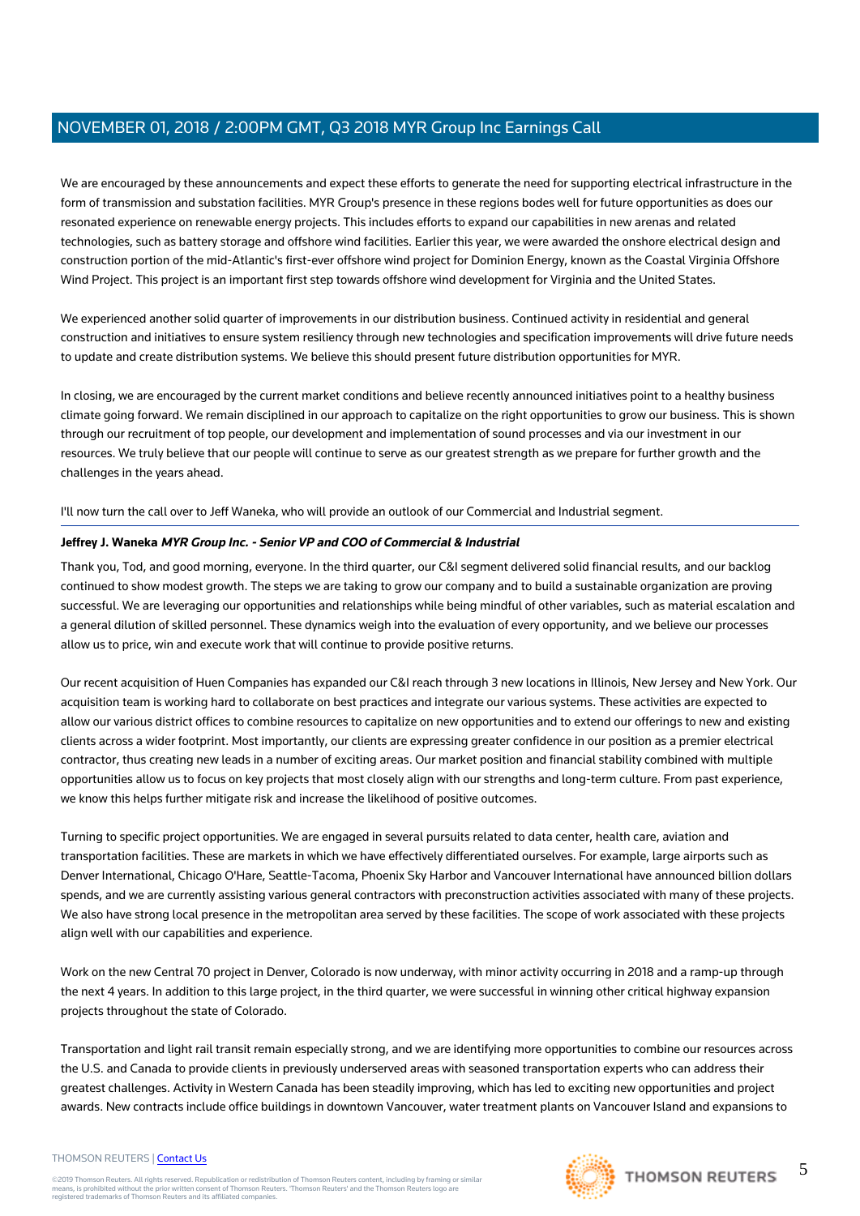We are encouraged by these announcements and expect these efforts to generate the need for supporting electrical infrastructure in the form of transmission and substation facilities. MYR Group's presence in these regions bodes well for future opportunities as does our resonated experience on renewable energy projects. This includes efforts to expand our capabilities in new arenas and related technologies, such as battery storage and offshore wind facilities. Earlier this year, we were awarded the onshore electrical design and construction portion of the mid-Atlantic's first-ever offshore wind project for Dominion Energy, known as the Coastal Virginia Offshore Wind Project. This project is an important first step towards offshore wind development for Virginia and the United States.

We experienced another solid quarter of improvements in our distribution business. Continued activity in residential and general construction and initiatives to ensure system resiliency through new technologies and specification improvements will drive future needs to update and create distribution systems. We believe this should present future distribution opportunities for MYR.

In closing, we are encouraged by the current market conditions and believe recently announced initiatives point to a healthy business climate going forward. We remain disciplined in our approach to capitalize on the right opportunities to grow our business. This is shown through our recruitment of top people, our development and implementation of sound processes and via our investment in our resources. We truly believe that our people will continue to serve as our greatest strength as we prepare for further growth and the challenges in the years ahead.

I'll now turn the call over to Jeff Waneka, who will provide an outlook of our Commercial and Industrial segment.

**Jeffrey J. Waneka** ***MYR Group Inc. - Senior VP and COO of Commercial & Industrial***

Thank you, Tod, and good morning, everyone. In the third quarter, our C&I segment delivered solid financial results, and our backlog continued to show modest growth. The steps we are taking to grow our company and to build a sustainable organization are proving successful. We are leveraging our opportunities and relationships while being mindful of other variables, such as material escalation and a general dilution of skilled personnel. These dynamics weigh into the evaluation of every opportunity, and we believe our processes allow us to price, win and execute work that will continue to provide positive returns.

Our recent acquisition of Huen Companies has expanded our C&I reach through 3 new locations in Illinois, New Jersey and New York. Our acquisition team is working hard to collaborate on best practices and integrate our various systems. These activities are expected to allow our various district offices to combine resources to capitalize on new opportunities and to extend our offerings to new and existing clients across a wider footprint. Most importantly, our clients are expressing greater confidence in our position as a premier electrical contractor, thus creating new leads in a number of exciting areas. Our market position and financial stability combined with multiple opportunities allow us to focus on key projects that most closely align with our strengths and long-term culture. From past experience, we know this helps further mitigate risk and increase the likelihood of positive outcomes.

Turning to specific project opportunities. We are engaged in several pursuits related to data center, health care, aviation and transportation facilities. These are markets in which we have effectively differentiated ourselves. For example, large airports such as Denver International, Chicago O'Hare, Seattle-Tacoma, Phoenix Sky Harbor and Vancouver International have announced billion dollars spends, and we are currently assisting various general contractors with preconstruction activities associated with many of these projects. We also have strong local presence in the metropolitan area served by these facilities. The scope of work associated with these projects align well with our capabilities and experience.

Work on the new Central 70 project in Denver, Colorado is now underway, with minor activity occurring in 2018 and a ramp-up through the next 4 years. In addition to this large project, in the third quarter, we were successful in winning other critical highway expansion projects throughout the state of Colorado.

Transportation and light rail transit remain especially strong, and we are identifying more opportunities to combine our resources across the U.S. and Canada to provide clients in previously underserved areas with seasoned transportation experts who can address their greatest challenges. Activity in Western Canada has been steadily improving, which has led to exciting new opportunities and project awards. New contracts include office buildings in downtown Vancouver, water treatment plants on Vancouver Island and expansions to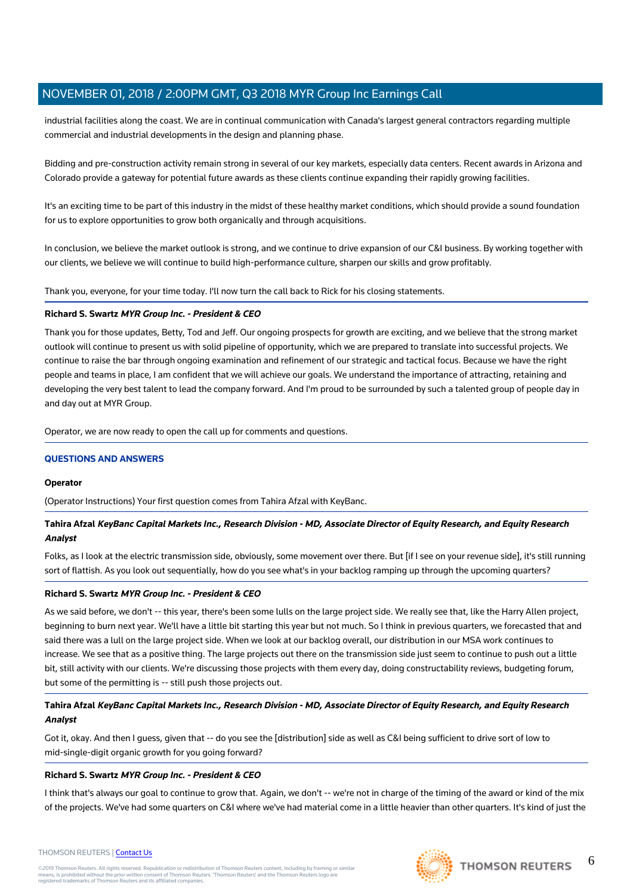industrial facilities along the coast. We are in continual communication with Canada's largest general contractors regarding multiple commercial and industrial developments in the design and planning phase.

Bidding and pre-construction activity remain strong in several of our key markets, especially data centers. Recent awards in Arizona and Colorado provide a gateway for potential future awards as these clients continue expanding their rapidly growing facilities.

It's an exciting time to be part of this industry in the midst of these healthy market conditions, which should provide a sound foundation for us to explore opportunities to grow both organically and through acquisitions.

In conclusion, we believe the market outlook is strong, and we continue to drive expansion of our C&I business. By working together with our clients, we believe we will continue to build high-performance culture, sharpen our skills and grow profitably.

Thank you, everyone, for your time today. I'll now turn the call back to Rick for his closing statements.

**Richard S. Swartz** ***MYR Group Inc. - President & CEO***

Thank you for those updates, Betty, Tod and Jeff. Our ongoing prospects for growth are exciting, and we believe that the strong market outlook will continue to present us with solid pipeline of opportunity, which we are prepared to translate into successful projects. We continue to raise the bar through ongoing examination and refinement of our strategic and tactical focus. Because we have the right people and teams in place, I am confident that we will achieve our goals. We understand the importance of attracting, retaining and developing the very best talent to lead the company forward. And I'm proud to be surrounded by such a talented group of people day in and day out at MYR Group.

Operator, we are now ready to open the call up for comments and questions.

## QUESTIONS AND ANSWERS

**Operator**

(Operator Instructions) Your first question comes from Tahira Afzal with KeyBanc.

**Tahira Afzal** ***KeyBanc Capital Markets Inc., Research Division - MD, Associate Director of Equity Research, and Equity Research Analyst***

Folks, as I look at the electric transmission side, obviously, some movement over there. But [if I see on your revenue side], it's still running sort of flattish. As you look out sequentially, how do you see what's in your backlog ramping up through the upcoming quarters?

**Richard S. Swartz** ***MYR Group Inc. - President & CEO***

As we said before, we don't -- this year, there's been some lulls on the large project side. We really see that, like the Harry Allen project, beginning to burn next year. We'll have a little bit starting this year but not much. So I think in previous quarters, we forecasted that and said there was a lull on the large project side. When we look at our backlog overall, our distribution in our MSA work continues to increase. We see that as a positive thing. The large projects out there on the transmission side just seem to continue to push out a little bit, still activity with our clients. We're discussing those projects with them every day, doing constructability reviews, budgeting forum, but some of the permitting is -- still push those projects out.

**Tahira Afzal** ***KeyBanc Capital Markets Inc., Research Division - MD, Associate Director of Equity Research, and Equity Research Analyst***

Got it, okay. And then I guess, given that -- do you see the [distribution] side as well as C&I being sufficient to drive sort of low to mid-single-digit organic growth for you going forward?

**Richard S. Swartz** ***MYR Group Inc. - President & CEO***

I think that's always our goal to continue to grow that. Again, we don't -- we're not in charge of the timing of the award or kind of the mix of the projects. We've had some quarters on C&I where we've had material come in a little heavier than other quarters. It's kind of just the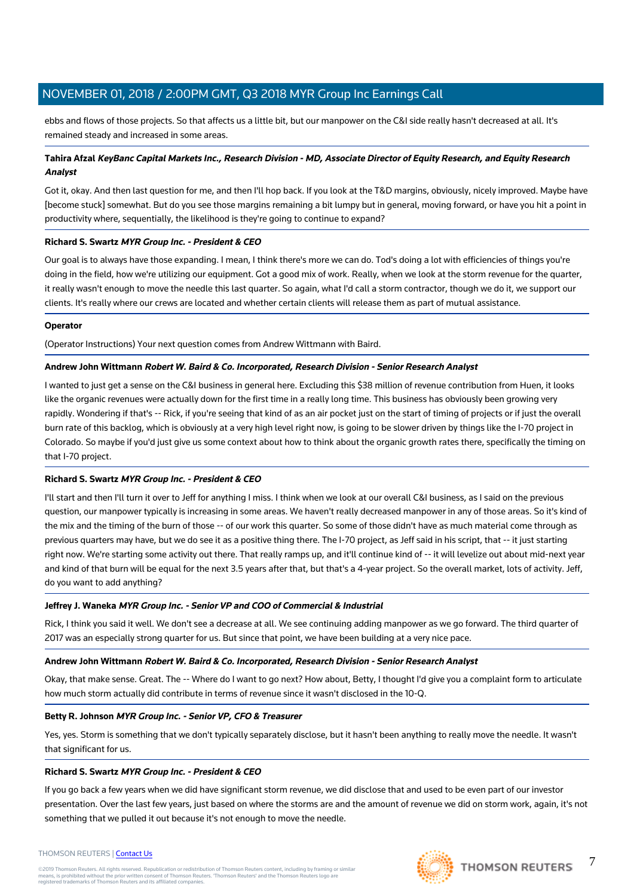ebbs and flows of those projects. So that affects us a little bit, but our manpower on the C&I side really hasn't decreased at all. It's remained steady and increased in some areas.

**Tahira Afzal** ***KeyBanc Capital Markets Inc., Research Division - MD, Associate Director of Equity Research, and Equity Research Analyst***

Got it, okay. And then last question for me, and then I'll hop back. If you look at the T&D margins, obviously, nicely improved. Maybe have [become stuck] somewhat. But do you see those margins remaining a bit lumpy but in general, moving forward, or have you hit a point in productivity where, sequentially, the likelihood is they're going to continue to expand?

**Richard S. Swartz** ***MYR Group Inc. - President & CEO***

Our goal is to always have those expanding. I mean, I think there's more we can do. Tod's doing a lot with efficiencies of things you're doing in the field, how we're utilizing our equipment. Got a good mix of work. Really, when we look at the storm revenue for the quarter, it really wasn't enough to move the needle this last quarter. So again, what I'd call a storm contractor, though we do it, we support our clients. It's really where our crews are located and whether certain clients will release them as part of mutual assistance.

**Operator**

(Operator Instructions) Your next question comes from Andrew Wittmann with Baird.

**Andrew John Wittmann** ***Robert W. Baird & Co. Incorporated, Research Division - Senior Research Analyst***

I wanted to just get a sense on the C&I business in general here. Excluding this $38 million of revenue contribution from Huen, it looks like the organic revenues were actually down for the first time in a really long time. This business has obviously been growing very rapidly. Wondering if that's -- Rick, if you're seeing that kind of as an air pocket just on the start of timing of projects or if just the overall burn rate of this backlog, which is obviously at a very high level right now, is going to be slower driven by things like the I-70 project in Colorado. So maybe if you'd just give us some context about how to think about the organic growth rates there, specifically the timing on that I-70 project.

**Richard S. Swartz** ***MYR Group Inc. - President & CEO***

I'll start and then I'll turn it over to Jeff for anything I miss. I think when we look at our overall C&I business, as I said on the previous question, our manpower typically is increasing in some areas. We haven't really decreased manpower in any of those areas. So it's kind of the mix and the timing of the burn of those -- of our work this quarter. So some of those didn't have as much material come through as previous quarters may have, but we do see it as a positive thing there. The I-70 project, as Jeff said in his script, that -- it just starting right now. We're starting some activity out there. That really ramps up, and it'll continue kind of -- it will levelize out about mid-next year and kind of that burn will be equal for the next 3.5 years after that, but that's a 4-year project. So the overall market, lots of activity. Jeff, do you want to add anything?

**Jeffrey J. Waneka** ***MYR Group Inc. - Senior VP and COO of Commercial & Industrial***

Rick, I think you said it well. We don't see a decrease at all. We see continuing adding manpower as we go forward. The third quarter of 2017 was an especially strong quarter for us. But since that point, we have been building at a very nice pace.

**Andrew John Wittmann** ***Robert W. Baird & Co. Incorporated, Research Division - Senior Research Analyst***

Okay, that make sense. Great. The -- Where do I want to go next? How about, Betty, I thought I'd give you a complaint form to articulate how much storm actually did contribute in terms of revenue since it wasn't disclosed in the 10-Q.

**Betty R. Johnson** ***MYR Group Inc. - Senior VP, CFO & Treasurer***

Yes, yes. Storm is something that we don't typically separately disclose, but it hasn't been anything to really move the needle. It wasn't that significant for us.

**Richard S. Swartz** ***MYR Group Inc. - President & CEO***

If you go back a few years when we did have significant storm revenue, we did disclose that and used to be even part of our investor presentation. Over the last few years, just based on where the storms are and the amount of revenue we did on storm work, again, it's not something that we pulled it out because it's not enough to move the needle.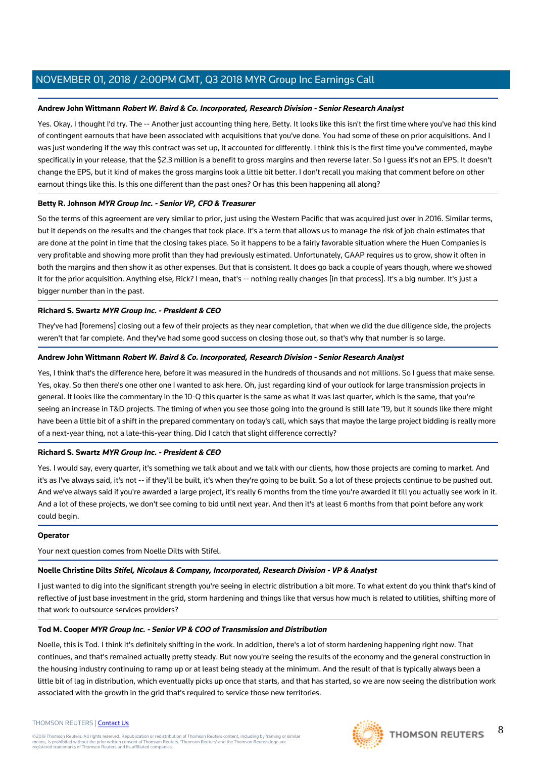**Andrew John Wittmann** ***Robert W. Baird & Co. Incorporated, Research Division - Senior Research Analyst***

Yes. Okay, I thought I'd try. The -- Another just accounting thing here, Betty. It looks like this isn't the first time where you've had this kind of contingent earnouts that have been associated with acquisitions that you've done. You had some of these on prior acquisitions. And I was just wondering if the way this contract was set up, it accounted for differently. I think this is the first time you've commented, maybe specifically in your release, that the $2.3 million is a benefit to gross margins and then reverse later. So I guess it's not an EPS. It doesn't change the EPS, but it kind of makes the gross margins look a little bit better. I don't recall you making that comment before on other earnout things like this. Is this one different than the past ones? Or has this been happening all along?

**Betty R. Johnson** ***MYR Group Inc. - Senior VP, CFO & Treasurer***

So the terms of this agreement are very similar to prior, just using the Western Pacific that was acquired just over in 2016. Similar terms, but it depends on the results and the changes that took place. It's a term that allows us to manage the risk of job chain estimates that are done at the point in time that the closing takes place. So it happens to be a fairly favorable situation where the Huen Companies is very profitable and showing more profit than they had previously estimated. Unfortunately, GAAP requires us to grow, show it often in both the margins and then show it as other expenses. But that is consistent. It does go back a couple of years though, where we showed it for the prior acquisition. Anything else, Rick? I mean, that's -- nothing really changes [in that process]. It's a big number. It's just a bigger number than in the past.

**Richard S. Swartz** ***MYR Group Inc. - President & CEO***

They've had [foremens] closing out a few of their projects as they near completion, that when we did the due diligence side, the projects weren't that far complete. And they've had some good success on closing those out, so that's why that number is so large.

**Andrew John Wittmann** ***Robert W. Baird & Co. Incorporated, Research Division - Senior Research Analyst***

Yes, I think that's the difference here, before it was measured in the hundreds of thousands and not millions. So I guess that make sense. Yes, okay. So then there's one other one I wanted to ask here. Oh, just regarding kind of your outlook for large transmission projects in general. It looks like the commentary in the 10-Q this quarter is the same as what it was last quarter, which is the same, that you're seeing an increase in T&D projects. The timing of when you see those going into the ground is still late '19, but it sounds like there might have been a little bit of a shift in the prepared commentary on today's call, which says that maybe the large project bidding is really more of a next-year thing, not a late-this-year thing. Did I catch that slight difference correctly?

**Richard S. Swartz** ***MYR Group Inc. - President & CEO***

Yes. I would say, every quarter, it's something we talk about and we talk with our clients, how those projects are coming to market. And it's as I've always said, it's not -- if they'll be built, it's when they're going to be built. So a lot of these projects continue to be pushed out. And we've always said if you're awarded a large project, it's really 6 months from the time you're awarded it till you actually see work in it. And a lot of these projects, we don't see coming to bid until next year. And then it's at least 6 months from that point before any work could begin.

**Operator**

Your next question comes from Noelle Dilts with Stifel.

**Noelle Christine Dilts** ***Stifel, Nicolaus & Company, Incorporated, Research Division - VP & Analyst***

I just wanted to dig into the significant strength you're seeing in electric distribution a bit more. To what extent do you think that's kind of reflective of just base investment in the grid, storm hardening and things like that versus how much is related to utilities, shifting more of that work to outsource services providers?

**Tod M. Cooper** ***MYR Group Inc. - Senior VP & COO of Transmission and Distribution***

Noelle, this is Tod. I think it's definitely shifting in the work. In addition, there's a lot of storm hardening happening right now. That continues, and that's remained actually pretty steady. But now you're seeing the results of the economy and the general construction in the housing industry continuing to ramp up or at least being steady at the minimum. And the result of that is typically always been a little bit of lag in distribution, which eventually picks up once that starts, and that has started, so we are now seeing the distribution work associated with the growth in the grid that's required to service those new territories.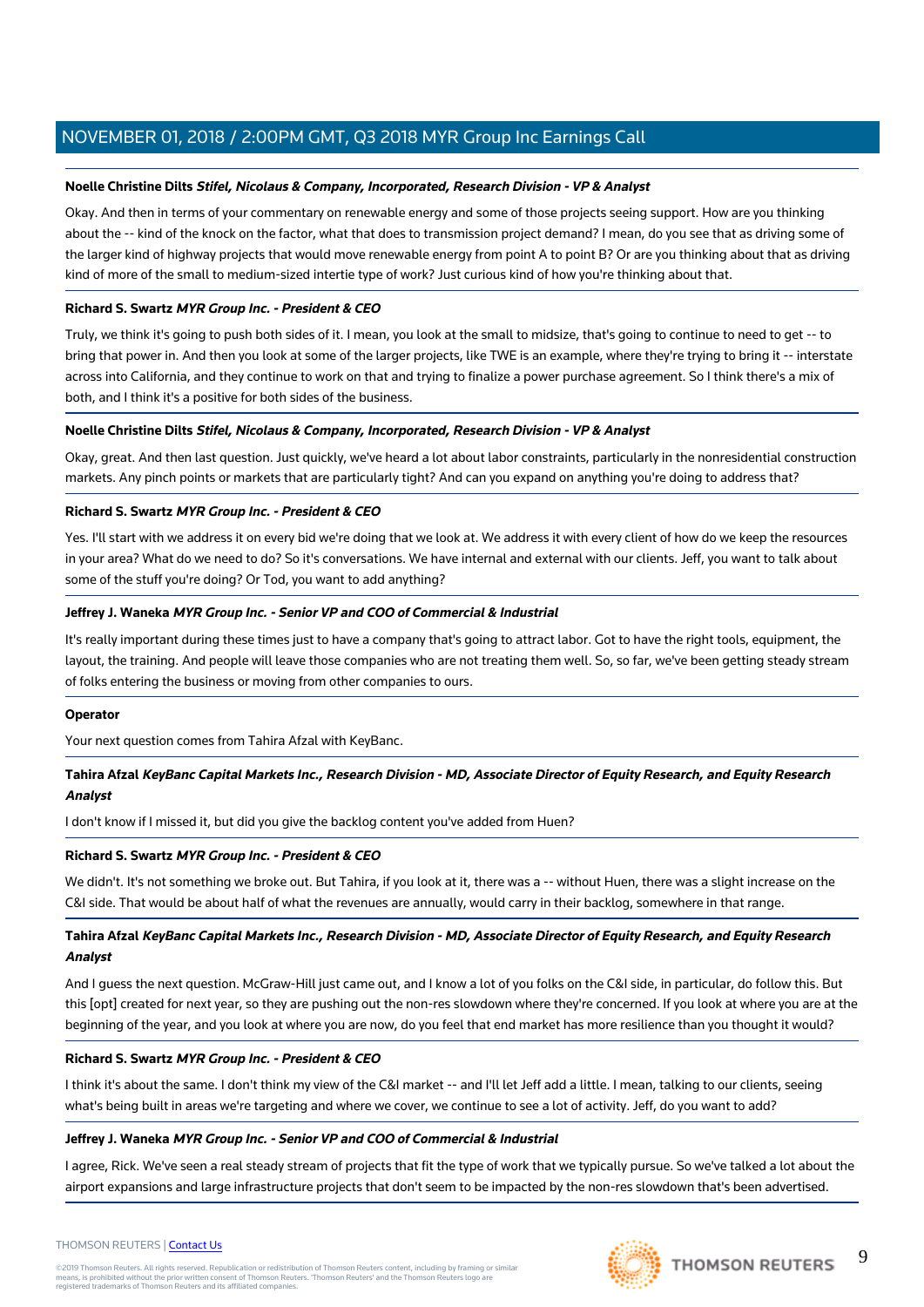**Noelle Christine Dilts** ***Stifel, Nicolaus & Company, Incorporated, Research Division - VP & Analyst***

Okay. And then in terms of your commentary on renewable energy and some of those projects seeing support. How are you thinking about the -- kind of the knock on the factor, what that does to transmission project demand? I mean, do you see that as driving some of the larger kind of highway projects that would move renewable energy from point A to point B? Or are you thinking about that as driving kind of more of the small to medium-sized intertie type of work? Just curious kind of how you're thinking about that.

**Richard S. Swartz** ***MYR Group Inc. - President & CEO***

Truly, we think it's going to push both sides of it. I mean, you look at the small to midsize, that's going to continue to need to get -- to bring that power in. And then you look at some of the larger projects, like TWE is an example, where they're trying to bring it -- interstate across into California, and they continue to work on that and trying to finalize a power purchase agreement. So I think there's a mix of both, and I think it's a positive for both sides of the business.

**Noelle Christine Dilts** ***Stifel, Nicolaus & Company, Incorporated, Research Division - VP & Analyst***

Okay, great. And then last question. Just quickly, we've heard a lot about labor constraints, particularly in the nonresidential construction markets. Any pinch points or markets that are particularly tight? And can you expand on anything you're doing to address that?

**Richard S. Swartz** ***MYR Group Inc. - President & CEO***

Yes. I'll start with we address it on every bid we're doing that we look at. We address it with every client of how do we keep the resources in your area? What do we need to do? So it's conversations. We have internal and external with our clients. Jeff, you want to talk about some of the stuff you're doing? Or Tod, you want to add anything?

**Jeffrey J. Waneka** ***MYR Group Inc. - Senior VP and COO of Commercial & Industrial***

It's really important during these times just to have a company that's going to attract labor. Got to have the right tools, equipment, the layout, the training. And people will leave those companies who are not treating them well. So, so far, we've been getting steady stream of folks entering the business or moving from other companies to ours.

**Operator**

Your next question comes from Tahira Afzal with KeyBanc.

**Tahira Afzal** ***KeyBanc Capital Markets Inc., Research Division - MD, Associate Director of Equity Research, and Equity Research Analyst***

I don't know if I missed it, but did you give the backlog content you've added from Huen?

**Richard S. Swartz** ***MYR Group Inc. - President & CEO***

We didn't. It's not something we broke out. But Tahira, if you look at it, there was a -- without Huen, there was a slight increase on the C&I side. That would be about half of what the revenues are annually, would carry in their backlog, somewhere in that range.

**Tahira Afzal** ***KeyBanc Capital Markets Inc., Research Division - MD, Associate Director of Equity Research, and Equity Research Analyst***

And I guess the next question. McGraw-Hill just came out, and I know a lot of you folks on the C&I side, in particular, do follow this. But this [opt] created for next year, so they are pushing out the non-res slowdown where they're concerned. If you look at where you are at the beginning of the year, and you look at where you are now, do you feel that end market has more resilience than you thought it would?

**Richard S. Swartz** ***MYR Group Inc. - President & CEO***

I think it's about the same. I don't think my view of the C&I market -- and I'll let Jeff add a little. I mean, talking to our clients, seeing what's being built in areas we're targeting and where we cover, we continue to see a lot of activity. Jeff, do you want to add?

**Jeffrey J. Waneka** ***MYR Group Inc. - Senior VP and COO of Commercial & Industrial***

I agree, Rick. We've seen a real steady stream of projects that fit the type of work that we typically pursue. So we've talked a lot about the airport expansions and large infrastructure projects that don't seem to be impacted by the non-res slowdown that's been advertised.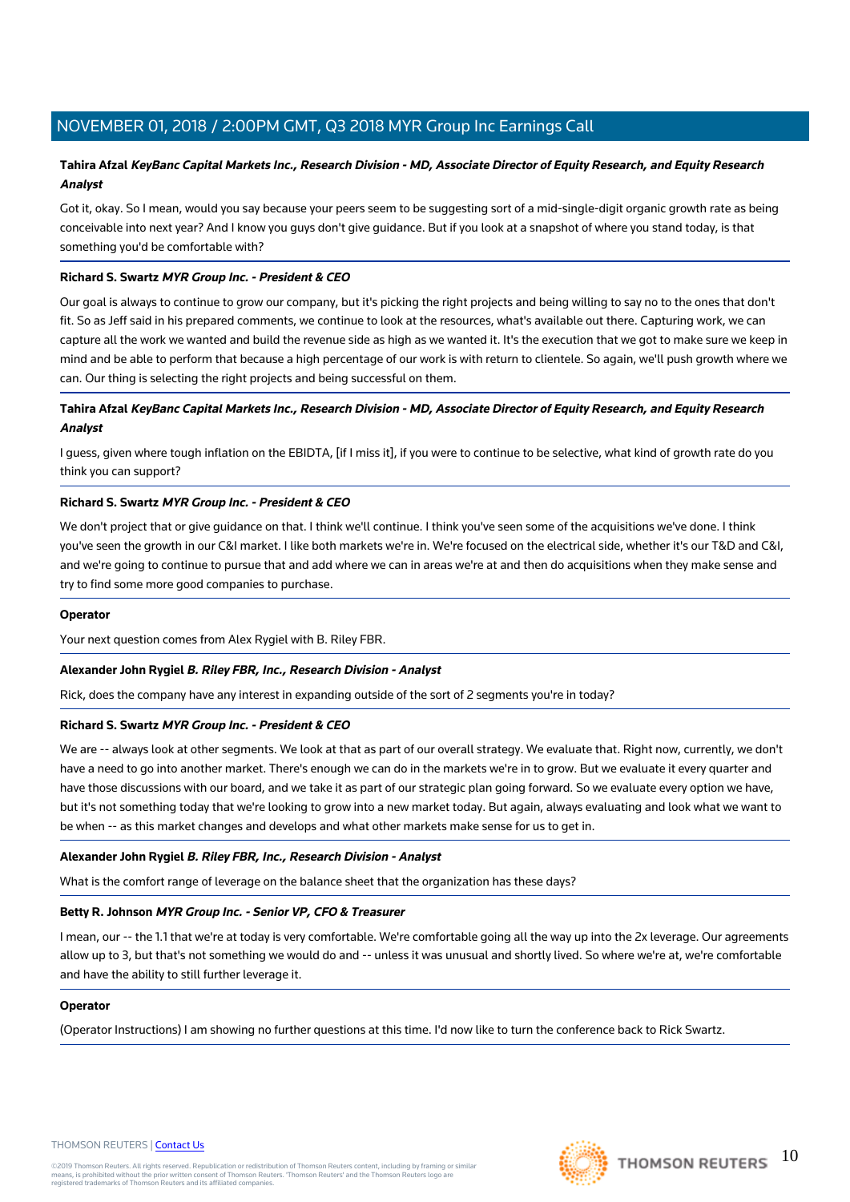**Tahira Afzal** ***KeyBanc Capital Markets Inc., Research Division - MD, Associate Director of Equity Research, and Equity Research Analyst***

Got it, okay. So I mean, would you say because your peers seem to be suggesting sort of a mid-single-digit organic growth rate as being conceivable into next year? And I know you guys don't give guidance. But if you look at a snapshot of where you stand today, is that something you'd be comfortable with?

---

**Richard S. Swartz** ***MYR Group Inc. - President & CEO***

Our goal is always to continue to grow our company, but it's picking the right projects and being willing to say no to the ones that don't fit. So as Jeff said in his prepared comments, we continue to look at the resources, what's available out there. Capturing work, we can capture all the work we wanted and build the revenue side as high as we wanted it. It's the execution that we got to make sure we keep in mind and be able to perform that because a high percentage of our work is with return to clientele. So again, we'll push growth where we can. Our thing is selecting the right projects and being successful on them.

---

**Tahira Afzal** ***KeyBanc Capital Markets Inc., Research Division - MD, Associate Director of Equity Research, and Equity Research Analyst***

I guess, given where tough inflation on the EBIDTA, [if I miss it], if you were to continue to be selective, what kind of growth rate do you think you can support?

---

**Richard S. Swartz** ***MYR Group Inc. - President & CEO***

We don't project that or give guidance on that. I think we'll continue. I think you've seen some of the acquisitions we've done. I think you've seen the growth in our C&I market. I like both markets we're in. We're focused on the electrical side, whether it's our T&D and C&I, and we're going to continue to pursue that and add where we can in areas we're at and then do acquisitions when they make sense and try to find some more good companies to purchase.

---

**Operator**

Your next question comes from Alex Rygiel with B. Riley FBR.

---

**Alexander John Rygiel** ***B. Riley FBR, Inc., Research Division - Analyst***

Rick, does the company have any interest in expanding outside of the sort of 2 segments you're in today?

---

**Richard S. Swartz** ***MYR Group Inc. - President & CEO***

We are -- always look at other segments. We look at that as part of our overall strategy. We evaluate that. Right now, currently, we don't have a need to go into another market. There's enough we can do in the markets we're in to grow. But we evaluate it every quarter and have those discussions with our board, and we take it as part of our strategic plan going forward. So we evaluate every option we have, but it's not something today that we're looking to grow into a new market today. But again, always evaluating and look what we want to be when -- as this market changes and develops and what other markets make sense for us to get in.

---

**Alexander John Rygiel** ***B. Riley FBR, Inc., Research Division - Analyst***

What is the comfort range of leverage on the balance sheet that the organization has these days?

---

**Betty R. Johnson** ***MYR Group Inc. - Senior VP, CFO & Treasurer***

I mean, our -- the 1.1 that we're at today is very comfortable. We're comfortable going all the way up into the 2x leverage. Our agreements allow up to 3, but that's not something we would do and -- unless it was unusual and shortly lived. So where we're at, we're comfortable and have the ability to still further leverage it.

---

**Operator**

(Operator Instructions) I am showing no further questions at this time. I'd now like to turn the conference back to Rick Swartz.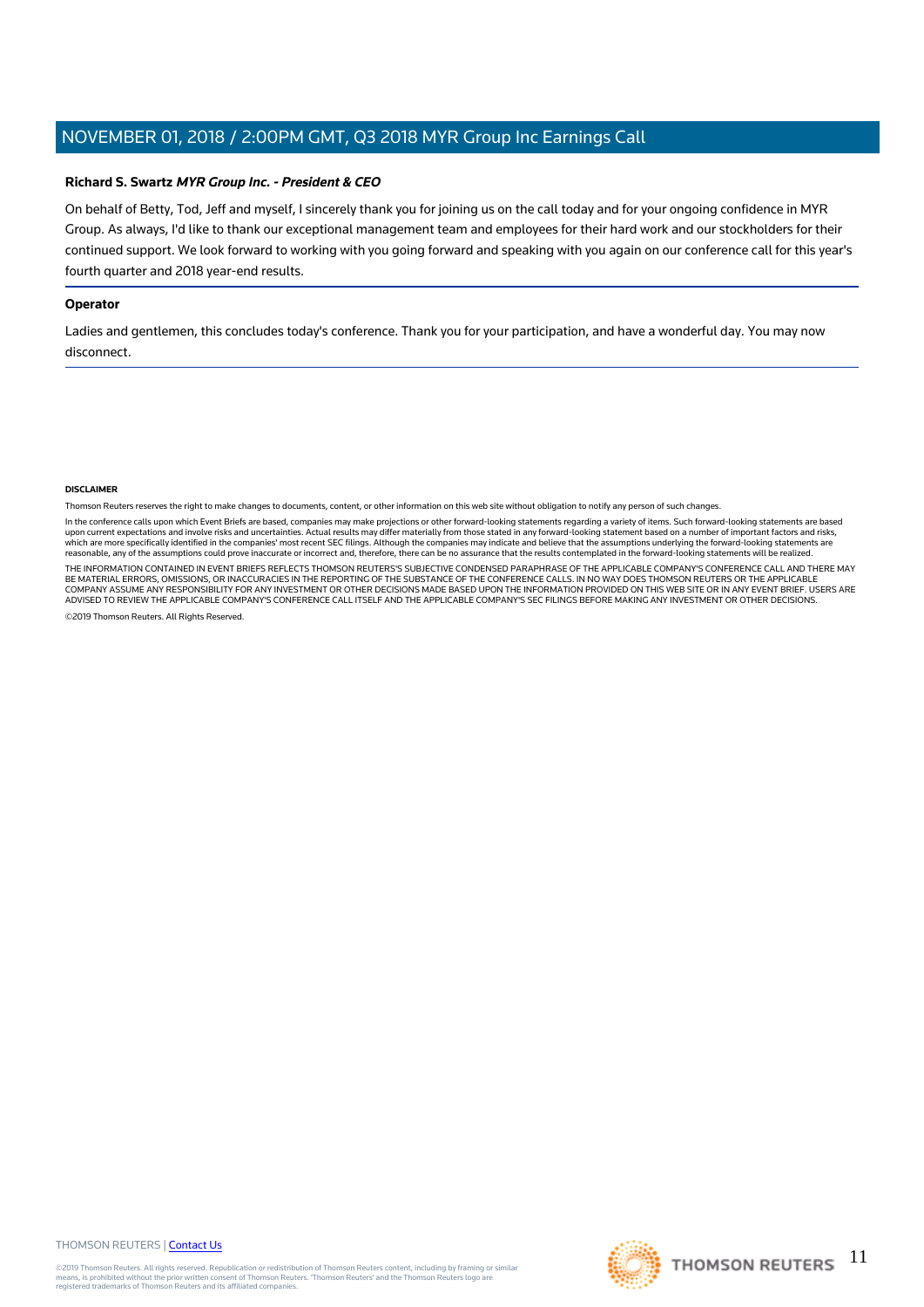**Richard S. Swartz** ***MYR Group Inc. - President & CEO***

On behalf of Betty, Tod, Jeff and myself, I sincerely thank you for joining us on the call today and for your ongoing confidence in MYR Group. As always, I'd like to thank our exceptional management team and employees for their hard work and our stockholders for their continued support. We look forward to working with you going forward and speaking with you again on our conference call for this year's fourth quarter and 2018 year-end results.

**Operator**

Ladies and gentlemen, this concludes today's conference. Thank you for your participation, and have a wonderful day. You may now disconnect.

**DISCLAIMER**

Thomson Reuters reserves the right to make changes to documents, content, or other information on this web site without obligation to notify any person of such changes.

In the conference calls upon which Event Briefs are based, companies may make projections or other forward-looking statements regarding a variety of items. Such forward-looking statements are based upon current expectations and involve risks and uncertainties. Actual results may differ materially from those stated in any forward-looking statement based on a number of important factors and risks, which are more specifically identified in the companies' most recent SEC filings. Although the companies may indicate and believe that the assumptions underlying the forward-looking statements are reasonable, any of the assumptions could prove inaccurate or incorrect and, therefore, there can be no assurance that the results contemplated in the forward-looking statements will be realized.

THE INFORMATION CONTAINED IN EVENT BRIEFS REFLECTS THOMSON REUTERS'S SUBJECTIVE CONDENSED PARAPHRASE OF THE APPLICABLE COMPANY'S CONFERENCE CALL AND THERE MAY BE MATERIAL ERRORS, OMISSIONS, OR INACCURACIES IN THE REPORTING OF THE SUBSTANCE OF THE CONFERENCE CALLS. IN NO WAY DOES THOMSON REUTERS OR THE APPLICABLE COMPANY ASSUME ANY RESPONSIBILITY FOR ANY INVESTMENT OR OTHER DECISIONS MADE BASED UPON THE INFORMATION PROVIDED ON THIS WEB SITE OR IN ANY EVENT BRIEF. USERS ARE ADVISED TO REVIEW THE APPLICABLE COMPANY'S CONFERENCE CALL ITSELF AND THE APPLICABLE COMPANY'S SEC FILINGS BEFORE MAKING ANY INVESTMENT OR OTHER DECISIONS.

©2019 Thomson Reuters. All Rights Reserved.